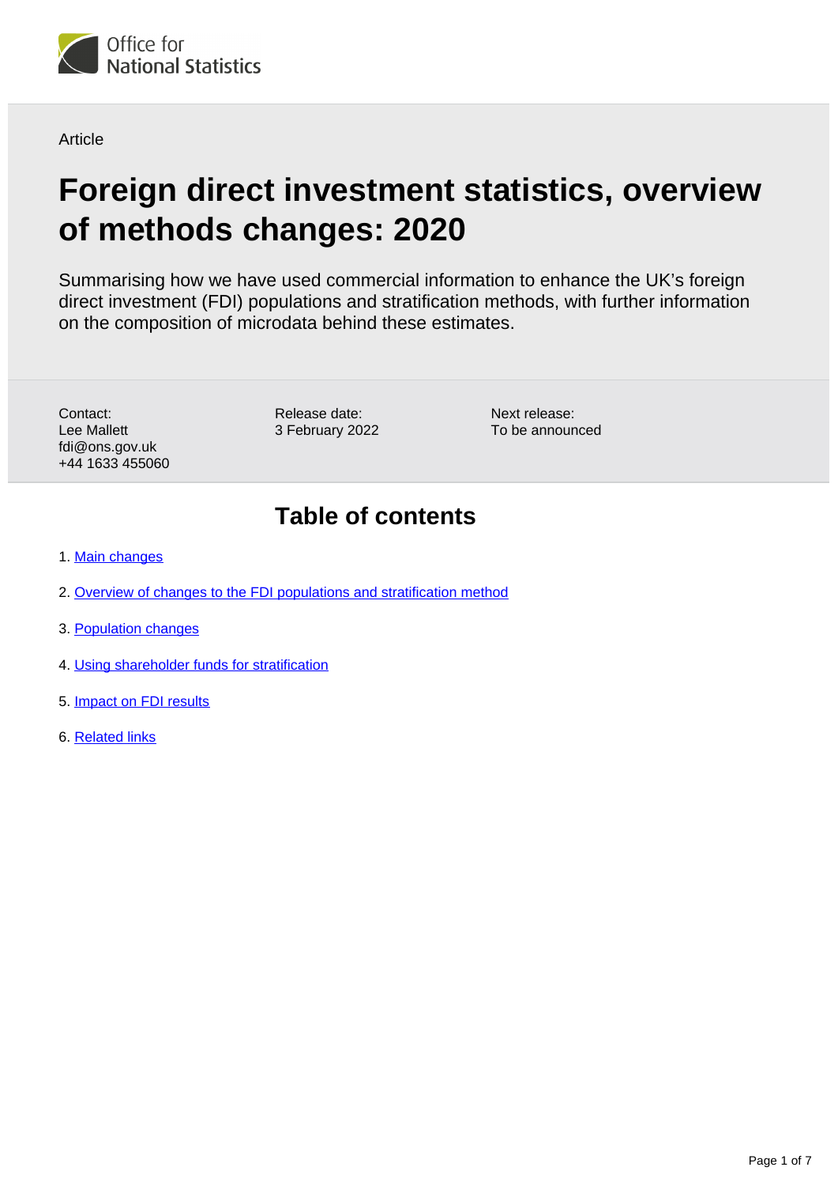Article

# Foreign direct investment statistics, overview of methods changes: 2020

Summarising how we have used commercial information to enhance the UK's foreign direct investment (FDI) populations and stratification methods, with further information on the composition of microdata behind these estimates.

Contact:
Lee Mallett
fdi@ons.gov.uk
+44 1633 455060

Release date:
3 February 2022

Next release:
To be announced

## Table of contents

1. Main changes
2. Overview of changes to the FDI populations and stratification method
3. Population changes
4. Using shareholder funds for stratification
5. Impact on FDI results
6. Related links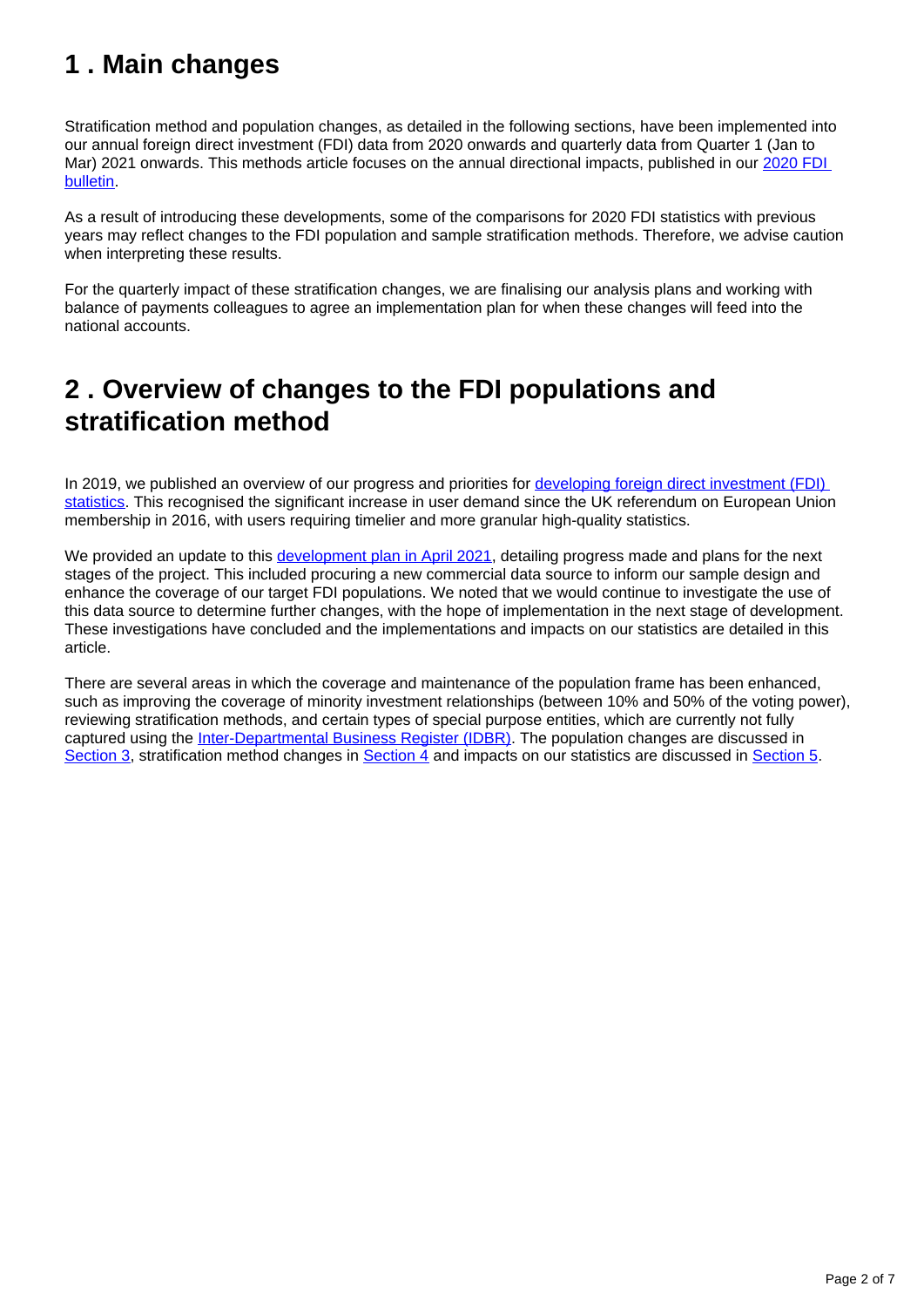## 1 . Main changes

Stratification method and population changes, as detailed in the following sections, have been implemented into our annual foreign direct investment (FDI) data from 2020 onwards and quarterly data from Quarter 1 (Jan to Mar) 2021 onwards. This methods article focuses on the annual directional impacts, published in our [2020 FDI bulletin](#).

As a result of introducing these developments, some of the comparisons for 2020 FDI statistics with previous years may reflect changes to the FDI population and sample stratification methods. Therefore, we advise caution when interpreting these results.

For the quarterly impact of these stratification changes, we are finalising our analysis plans and working with balance of payments colleagues to agree an implementation plan for when these changes will feed into the national accounts.

## 2 . Overview of changes to the FDI populations and stratification method

In 2019, we published an overview of our progress and priorities for [developing foreign direct investment (FDI) statistics](#). This recognised the significant increase in user demand since the UK referendum on European Union membership in 2016, with users requiring timelier and more granular high-quality statistics.

We provided an update to this [development plan in April 2021](#), detailing progress made and plans for the next stages of the project. This included procuring a new commercial data source to inform our sample design and enhance the coverage of our target FDI populations. We noted that we would continue to investigate the use of this data source to determine further changes, with the hope of implementation in the next stage of development. These investigations have concluded and the implementations and impacts on our statistics are detailed in this article.

There are several areas in which the coverage and maintenance of the population frame has been enhanced, such as improving the coverage of minority investment relationships (between 10% and 50% of the voting power), reviewing stratification methods, and certain types of special purpose entities, which are currently not fully captured using the [Inter-Departmental Business Register (IDBR)](#). The population changes are discussed in [Section 3](#), stratification method changes in [Section 4](#) and impacts on our statistics are discussed in [Section 5](#).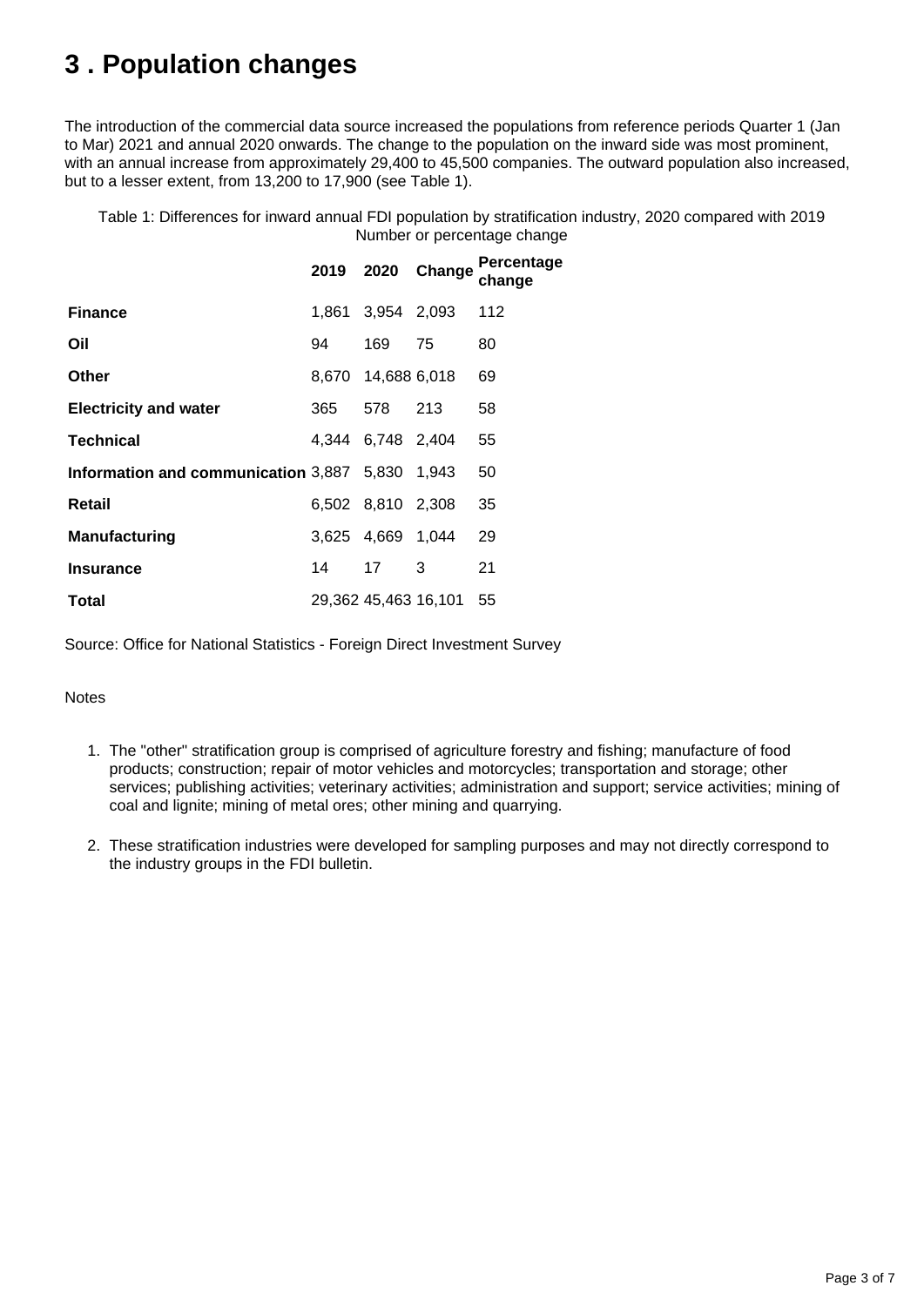# 3 . Population changes

The introduction of the commercial data source increased the populations from reference periods Quarter 1 (Jan to Mar) 2021 and annual 2020 onwards. The change to the population on the inward side was most prominent, with an annual increase from approximately 29,400 to 45,500 companies. The outward population also increased, but to a lesser extent, from 13,200 to 17,900 (see Table 1).

Table 1: Differences for inward annual FDI population by stratification industry, 2020 compared with 2019
Number or percentage change

| | 2019 | 2020 | Change | Percentage change |
|---|---|---|---|---|
| **Finance** | 1,861 | 3,954 | 2,093 | 112 |
| **Oil** | 94 | 169 | 75 | 80 |
| **Other** | 8,670 | 14,688 | 6,018 | 69 |
| **Electricity and water** | 365 | 578 | 213 | 58 |
| **Technical** | 4,344 | 6,748 | 2,404 | 55 |
| **Information and communication** | 3,887 | 5,830 | 1,943 | 50 |
| **Retail** | 6,502 | 8,810 | 2,308 | 35 |
| **Manufacturing** | 3,625 | 4,669 | 1,044 | 29 |
| **Insurance** | 14 | 17 | 3 | 21 |
| **Total** | 29,362 | 45,463 | 16,101 | 55 |

Source: Office for National Statistics - Foreign Direct Investment Survey

Notes

1. The "other" stratification group is comprised of agriculture forestry and fishing; manufacture of food products; construction; repair of motor vehicles and motorcycles; transportation and storage; other services; publishing activities; veterinary activities; administration and support; service activities; mining of coal and lignite; mining of metal ores; other mining and quarrying.

2. These stratification industries were developed for sampling purposes and may not directly correspond to the industry groups in the FDI bulletin.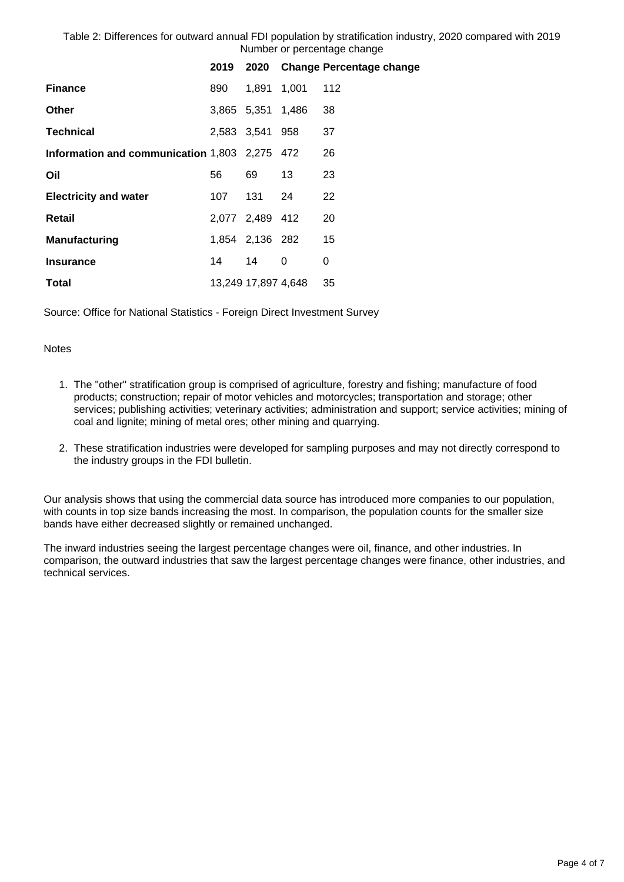Table 2: Differences for outward annual FDI population by stratification industry, 2020 compared with 2019
Number or percentage change

| | 2019 | 2020 | Change | Percentage change |
|---|---|---|---|---|
| **Finance** | 890 | 1,891 | 1,001 | 112 |
| **Other** | 3,865 | 5,351 | 1,486 | 38 |
| **Technical** | 2,583 | 3,541 | 958 | 37 |
| **Information and communication** | 1,803 | 2,275 | 472 | 26 |
| **Oil** | 56 | 69 | 13 | 23 |
| **Electricity and water** | 107 | 131 | 24 | 22 |
| **Retail** | 2,077 | 2,489 | 412 | 20 |
| **Manufacturing** | 1,854 | 2,136 | 282 | 15 |
| **Insurance** | 14 | 14 | 0 | 0 |
| **Total** | 13,249 | 17,897 | 4,648 | 35 |

Source: Office for National Statistics - Foreign Direct Investment Survey

Notes

1. The "other" stratification group is comprised of agriculture, forestry and fishing; manufacture of food products; construction; repair of motor vehicles and motorcycles; transportation and storage; other services; publishing activities; veterinary activities; administration and support; service activities; mining of coal and lignite; mining of metal ores; other mining and quarrying.
2. These stratification industries were developed for sampling purposes and may not directly correspond to the industry groups in the FDI bulletin.

Our analysis shows that using the commercial data source has introduced more companies to our population, with counts in top size bands increasing the most. In comparison, the population counts for the smaller size bands have either decreased slightly or remained unchanged.

The inward industries seeing the largest percentage changes were oil, finance, and other industries. In comparison, the outward industries that saw the largest percentage changes were finance, other industries, and technical services.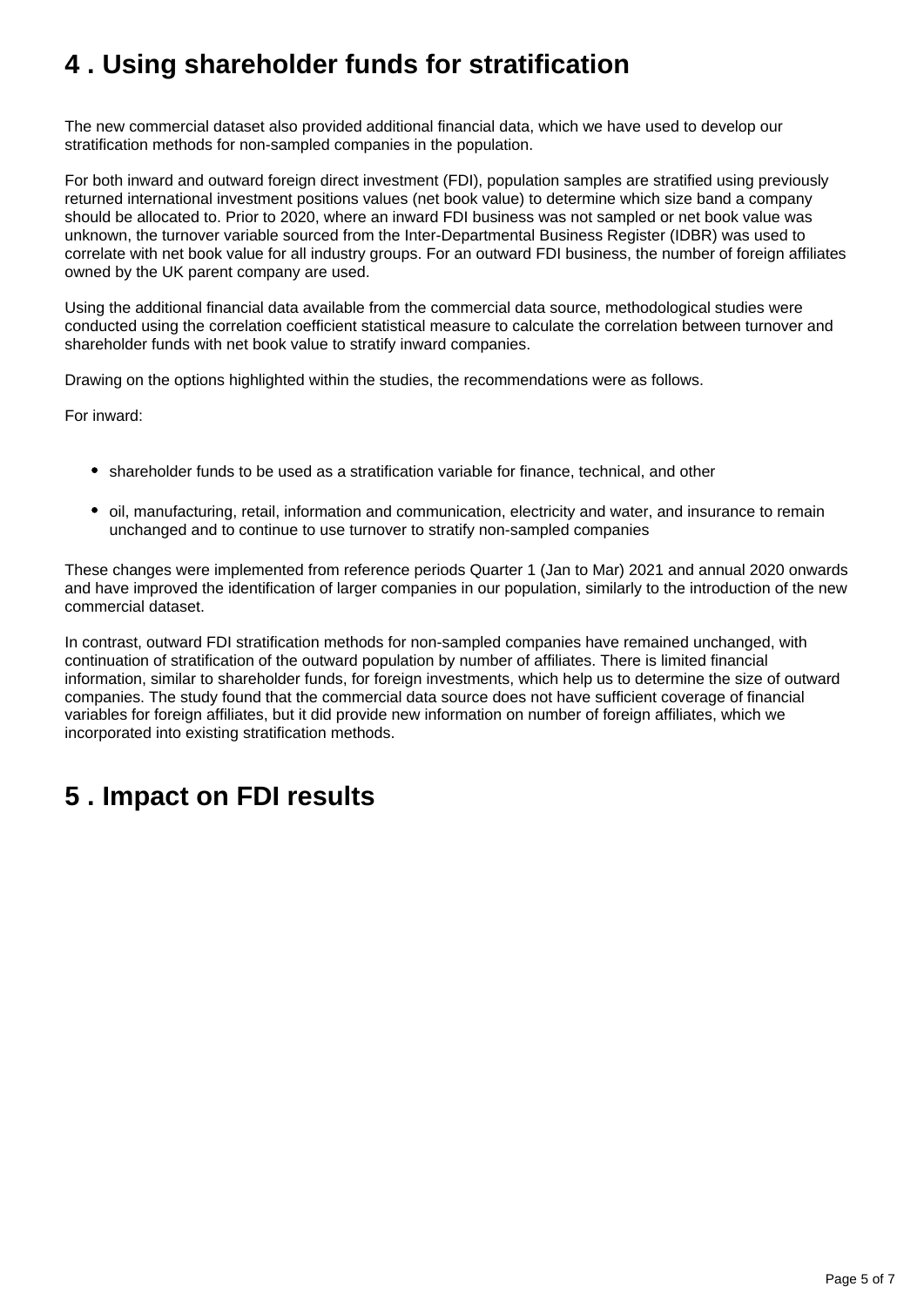## 4 . Using shareholder funds for stratification

The new commercial dataset also provided additional financial data, which we have used to develop our stratification methods for non-sampled companies in the population.

For both inward and outward foreign direct investment (FDI), population samples are stratified using previously returned international investment positions values (net book value) to determine which size band a company should be allocated to. Prior to 2020, where an inward FDI business was not sampled or net book value was unknown, the turnover variable sourced from the Inter-Departmental Business Register (IDBR) was used to correlate with net book value for all industry groups. For an outward FDI business, the number of foreign affiliates owned by the UK parent company are used.

Using the additional financial data available from the commercial data source, methodological studies were conducted using the correlation coefficient statistical measure to calculate the correlation between turnover and shareholder funds with net book value to stratify inward companies.

Drawing on the options highlighted within the studies, the recommendations were as follows.

For inward:

- shareholder funds to be used as a stratification variable for finance, technical, and other
- oil, manufacturing, retail, information and communication, electricity and water, and insurance to remain unchanged and to continue to use turnover to stratify non-sampled companies

These changes were implemented from reference periods Quarter 1 (Jan to Mar) 2021 and annual 2020 onwards and have improved the identification of larger companies in our population, similarly to the introduction of the new commercial dataset.

In contrast, outward FDI stratification methods for non-sampled companies have remained unchanged, with continuation of stratification of the outward population by number of affiliates. There is limited financial information, similar to shareholder funds, for foreign investments, which help us to determine the size of outward companies. The study found that the commercial data source does not have sufficient coverage of financial variables for foreign affiliates, but it did provide new information on number of foreign affiliates, which we incorporated into existing stratification methods.

## 5 . Impact on FDI results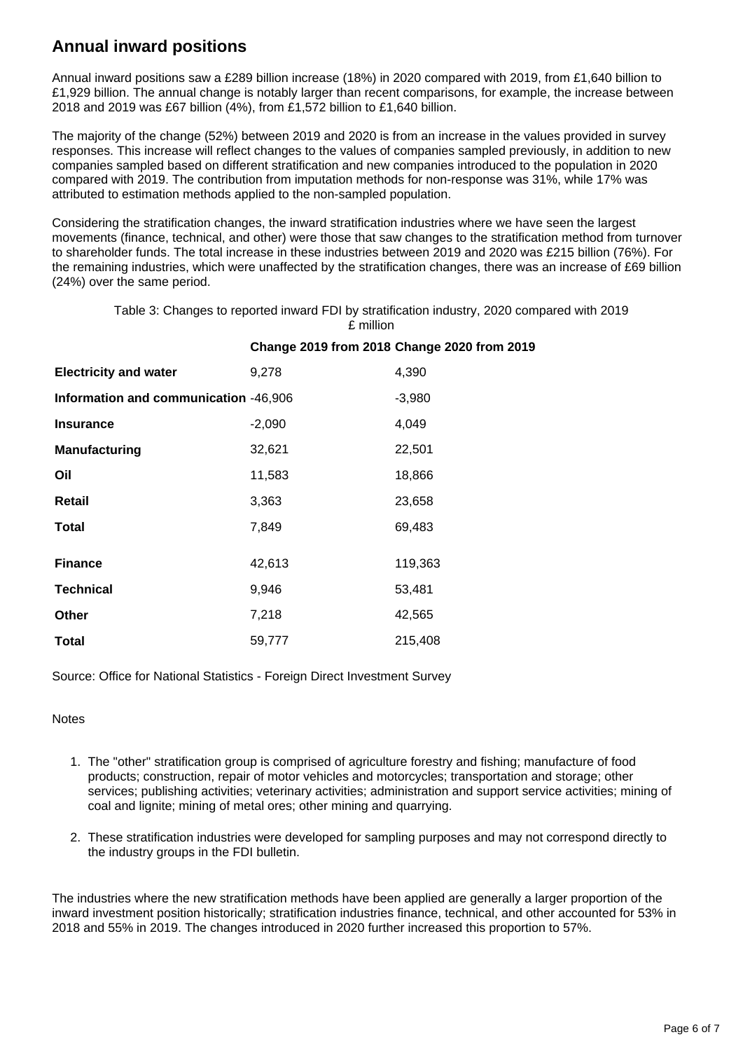## Annual inward positions

Annual inward positions saw a £289 billion increase (18%) in 2020 compared with 2019, from £1,640 billion to £1,929 billion. The annual change is notably larger than recent comparisons, for example, the increase between 2018 and 2019 was £67 billion (4%), from £1,572 billion to £1,640 billion.

The majority of the change (52%) between 2019 and 2020 is from an increase in the values provided in survey responses. This increase will reflect changes to the values of companies sampled previously, in addition to new companies sampled based on different stratification and new companies introduced to the population in 2020 compared with 2019. The contribution from imputation methods for non-response was 31%, while 17% was attributed to estimation methods applied to the non-sampled population.

Considering the stratification changes, the inward stratification industries where we have seen the largest movements (finance, technical, and other) were those that saw changes to the stratification method from turnover to shareholder funds. The total increase in these industries between 2019 and 2020 was £215 billion (76%). For the remaining industries, which were unaffected by the stratification changes, there was an increase of £69 billion (24%) over the same period.

Table 3: Changes to reported inward FDI by stratification industry, 2020 compared with 2019
£ million

| | Change 2019 from 2018 | Change 2020 from 2019 |
|---|---|---|
| **Electricity and water** | 9,278 | 4,390 |
| **Information and communication** | -46,906 | -3,980 |
| **Insurance** | -2,090 | 4,049 |
| **Manufacturing** | 32,621 | 22,501 |
| **Oil** | 11,583 | 18,866 |
| **Retail** | 3,363 | 23,658 |
| **Total** | 7,849 | 69,483 |
| **Finance** | 42,613 | 119,363 |
| **Technical** | 9,946 | 53,481 |
| **Other** | 7,218 | 42,565 |
| **Total** | 59,777 | 215,408 |

Source: Office for National Statistics - Foreign Direct Investment Survey

Notes

1. The "other" stratification group is comprised of agriculture forestry and fishing; manufacture of food products; construction, repair of motor vehicles and motorcycles; transportation and storage; other services; publishing activities; veterinary activities; administration and support service activities; mining of coal and lignite; mining of metal ores; other mining and quarrying.

2. These stratification industries were developed for sampling purposes and may not correspond directly to the industry groups in the FDI bulletin.

The industries where the new stratification methods have been applied are generally a larger proportion of the inward investment position historically; stratification industries finance, technical, and other accounted for 53% in 2018 and 55% in 2019. The changes introduced in 2020 further increased this proportion to 57%.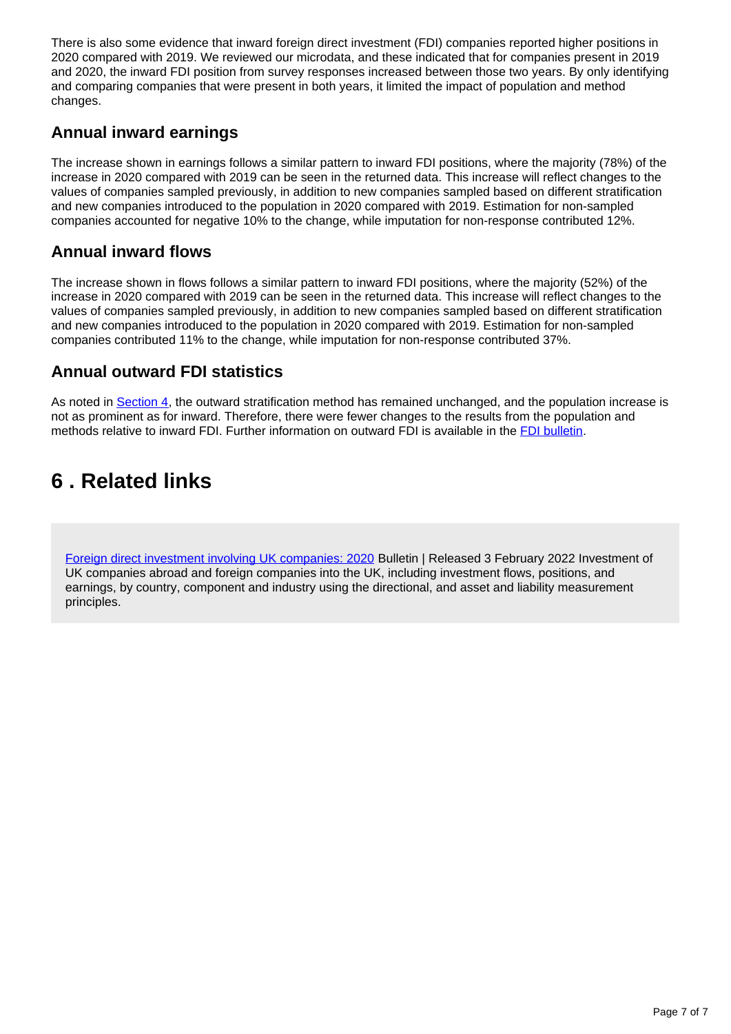There is also some evidence that inward foreign direct investment (FDI) companies reported higher positions in 2020 compared with 2019. We reviewed our microdata, and these indicated that for companies present in 2019 and 2020, the inward FDI position from survey responses increased between those two years. By only identifying and comparing companies that were present in both years, it limited the impact of population and method changes.

### Annual inward earnings

The increase shown in earnings follows a similar pattern to inward FDI positions, where the majority (78%) of the increase in 2020 compared with 2019 can be seen in the returned data. This increase will reflect changes to the values of companies sampled previously, in addition to new companies sampled based on different stratification and new companies introduced to the population in 2020 compared with 2019. Estimation for non-sampled companies accounted for negative 10% to the change, while imputation for non-response contributed 12%.

### Annual inward flows

The increase shown in flows follows a similar pattern to inward FDI positions, where the majority (52%) of the increase in 2020 compared with 2019 can be seen in the returned data. This increase will reflect changes to the values of companies sampled previously, in addition to new companies sampled based on different stratification and new companies introduced to the population in 2020 compared with 2019. Estimation for non-sampled companies contributed 11% to the change, while imputation for non-response contributed 37%.

### Annual outward FDI statistics

As noted in Section 4, the outward stratification method has remained unchanged, and the population increase is not as prominent as for inward. Therefore, there were fewer changes to the results from the population and methods relative to inward FDI. Further information on outward FDI is available in the FDI bulletin.

## 6 . Related links

Foreign direct investment involving UK companies: 2020 Bulletin | Released 3 February 2022 Investment of UK companies abroad and foreign companies into the UK, including investment flows, positions, and earnings, by country, component and industry using the directional, and asset and liability measurement principles.